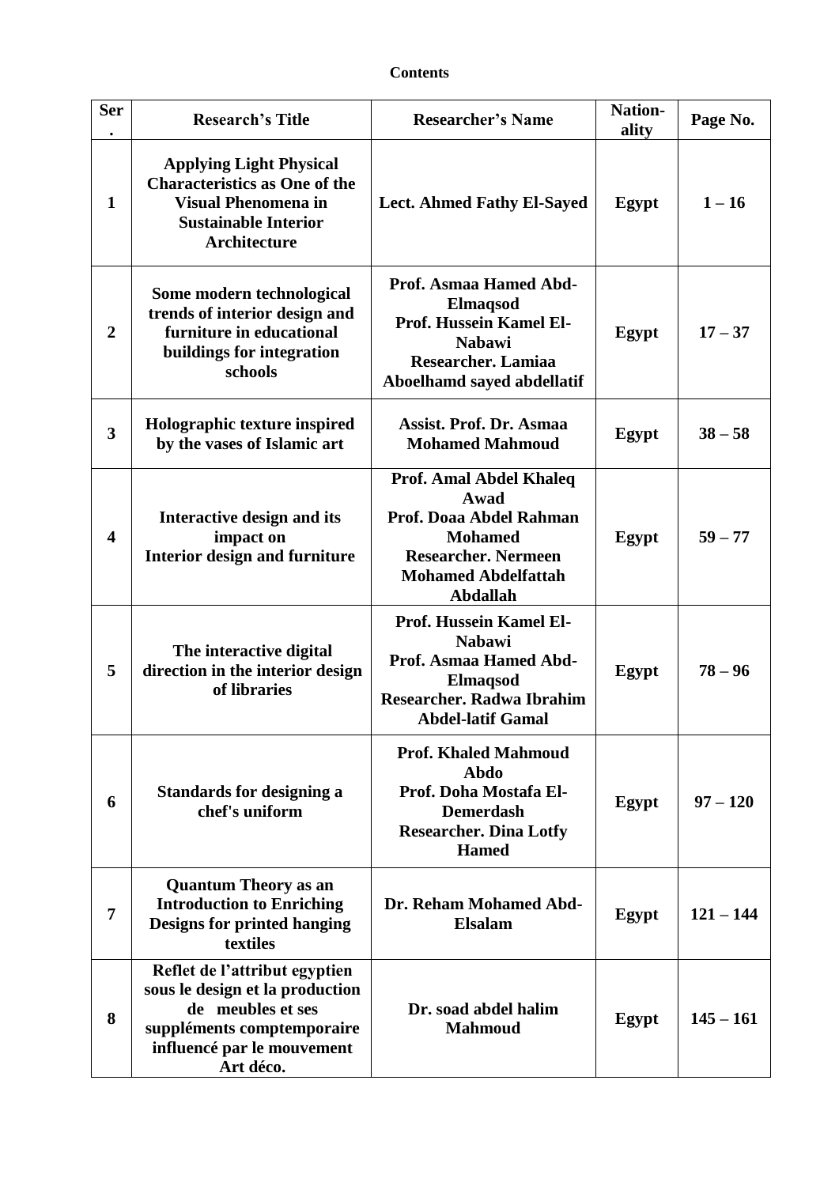**Contents**

| Ser. | Research's Title | Researcher's Name | Nation-ality | Page No. |
|---|---|---|---|---|
| 1 | Applying Light Physical Characteristics as One of the Visual Phenomena in Sustainable Interior Architecture | Lect. Ahmed Fathy El-Sayed | Egypt | 1 – 16 |
| 2 | Some modern technological trends of interior design and furniture in educational buildings for integration schools | Prof. Asmaa Hamed Abd-Elmaqsod<br>Prof. Hussein Kamel El-Nabawi<br>Researcher. Lamiaa Aboelhamd sayed abdellatif | Egypt | 17 – 37 |
| 3 | Holographic texture inspired by the vases of Islamic art | Assist. Prof. Dr. Asmaa Mohamed Mahmoud | Egypt | 38 – 58 |
| 4 | Interactive design and its impact on Interior design and furniture | Prof. Amal Abdel Khaleq Awad<br>Prof. Doaa Abdel Rahman Mohamed<br>Researcher. Nermeen Mohamed Abdelfattah Abdallah | Egypt | 59 – 77 |
| 5 | The interactive digital direction in the interior design of libraries | Prof. Hussein Kamel El-Nabawi<br>Prof. Asmaa Hamed Abd-Elmaqsod<br>Researcher. Radwa Ibrahim Abdel-latif Gamal | Egypt | 78 – 96 |
| 6 | Standards for designing a chef's uniform | Prof. Khaled Mahmoud Abdo<br>Prof. Doha Mostafa El-Demerdash<br>Researcher. Dina Lotfy Hamed | Egypt | 97 – 120 |
| 7 | Quantum Theory as an Introduction to Enriching Designs for printed hanging textiles | Dr. Reham Mohamed Abd-Elsalam | Egypt | 121 – 144 |
| 8 | Reflet de l'attribut egyptien sous le design et la production de meubles et ses suppléments comptemporaire influencé par le mouvement Art déco. | Dr. soad abdel halim Mahmoud | Egypt | 145 – 161 |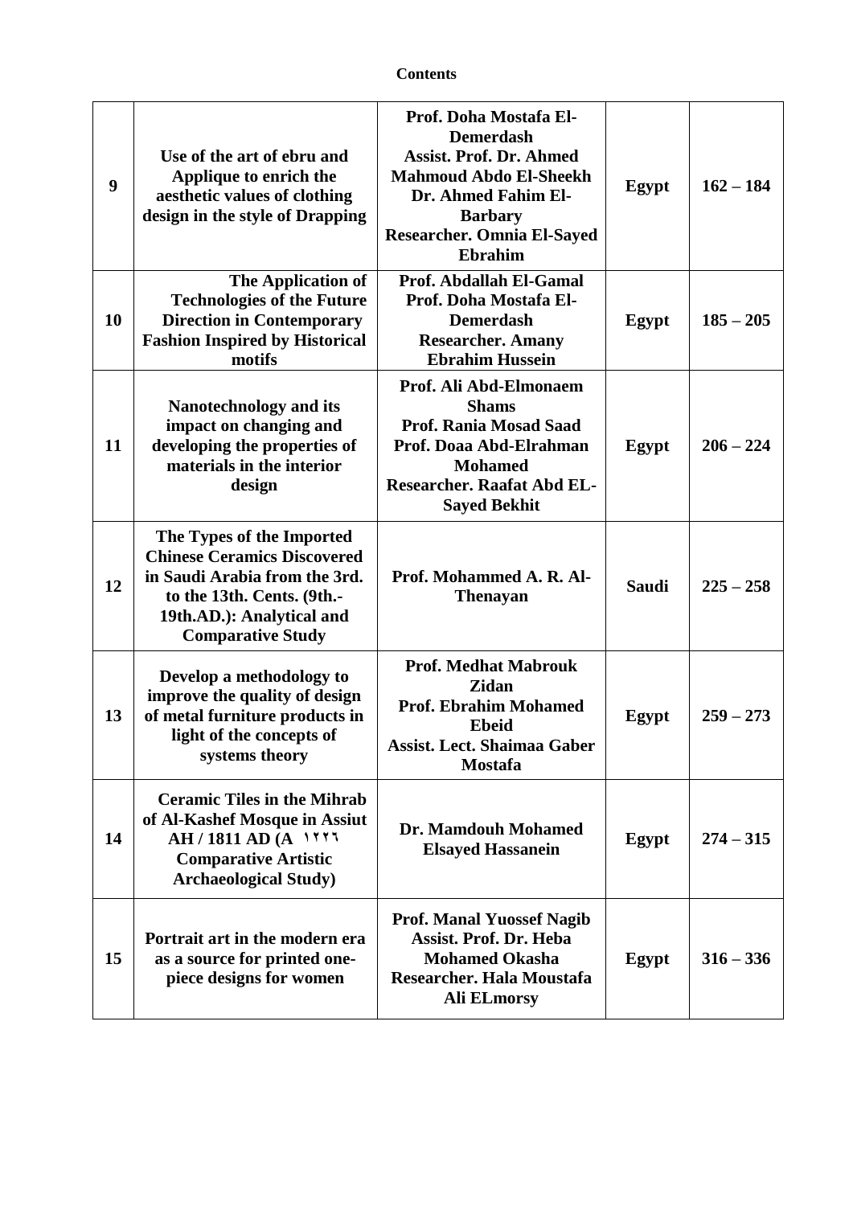**Contents**

| | | | | |
|---|---|---|---|---|
| **9** | **Use of the art of ebru and Applique to enrich the aesthetic values of clothing design in the style of Drapping** | **Prof. Doha Mostafa El-Demerdash**<br>**Assist. Prof. Dr. Ahmed Mahmoud Abdo El-Sheekh**<br>**Dr. Ahmed Fahim El-Barbary**<br>**Researcher. Omnia El-Sayed Ebrahim** | **Egypt** | **162 – 184** |
| **10** | **The Application of Technologies of the Future Direction in Contemporary Fashion Inspired by Historical motifs** | **Prof. Abdallah El-Gamal**<br>**Prof. Doha Mostafa El-Demerdash**<br>**Researcher. Amany Ebrahim Hussein** | **Egypt** | **185 – 205** |
| **11** | **Nanotechnology and its impact on changing and developing the properties of materials in the interior design** | **Prof. Ali Abd-Elmonaem Shams**<br>**Prof. Rania Mosad Saad**<br>**Prof. Doaa Abd-Elrahman Mohamed**<br>**Researcher. Raafat Abd EL-Sayed Bekhit** | **Egypt** | **206 – 224** |
| **12** | **The Types of the Imported Chinese Ceramics Discovered in Saudi Arabia from the 3rd. to the 13th. Cents. (9th.-19th.AD.): Analytical and Comparative Study** | **Prof. Mohammed A. R. Al-Thenayan** | **Saudi** | **225 – 258** |
| **13** | **Develop a methodology to improve the quality of design of metal furniture products in light of the concepts of systems theory** | **Prof. Medhat Mabrouk Zidan**<br>**Prof. Ebrahim Mohamed Ebeid**<br>**Assist. Lect. Shaimaa Gaber Mostafa** | **Egypt** | **259 – 273** |
| **14** | **Ceramic Tiles in the Mihrab of Al-Kashef Mosque in Assiut AH / 1811 AD (A ١٢٢٦ Comparative Artistic Archaeological Study)** | **Dr. Mamdouh Mohamed Elsayed Hassanein** | **Egypt** | **274 – 315** |
| **15** | **Portrait art in the modern era as a source for printed one-piece designs for women** | **Prof. Manal Yuossef Nagib**<br>**Assist. Prof. Dr. Heba Mohamed Okasha**<br>**Researcher. Hala Moustafa Ali ELmorsy** | **Egypt** | **316 – 336** |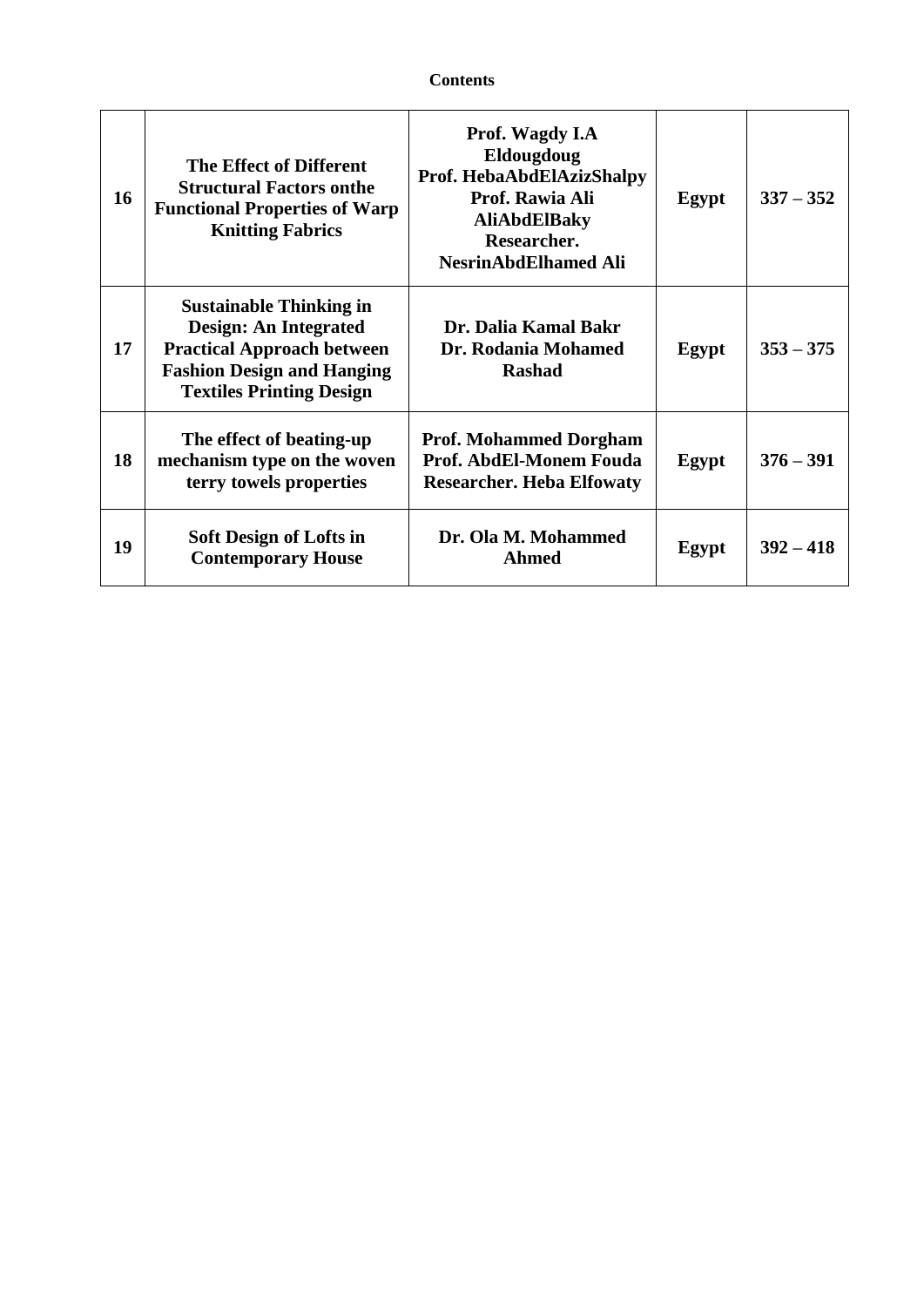**Contents**

| | | | | |
|---|---|---|---|---|
| **16** | **The Effect of Different Structural Factors onthe Functional Properties of Warp Knitting Fabrics** | **Prof. Wagdy I.A Eldougdoug**<br>**Prof. HebaAbdElAzizShalpy**<br>**Prof. Rawia Ali AliAbdElBaky**<br>**Researcher. NesrinAbdElhamed Ali** | **Egypt** | **337 – 352** |
| **17** | **Sustainable Thinking in Design: An Integrated Practical Approach between Fashion Design and Hanging Textiles Printing Design** | **Dr. Dalia Kamal Bakr**<br>**Dr. Rodania Mohamed Rashad** | **Egypt** | **353 – 375** |
| **18** | **The effect of beating-up mechanism type on the woven terry towels properties** | **Prof. Mohammed Dorgham**<br>**Prof. AbdEl-Monem Fouda**<br>**Researcher. Heba Elfowaty** | **Egypt** | **376 – 391** |
| **19** | **Soft Design of Lofts in Contemporary House** | **Dr. Ola M. Mohammed Ahmed** | **Egypt** | **392 – 418** |